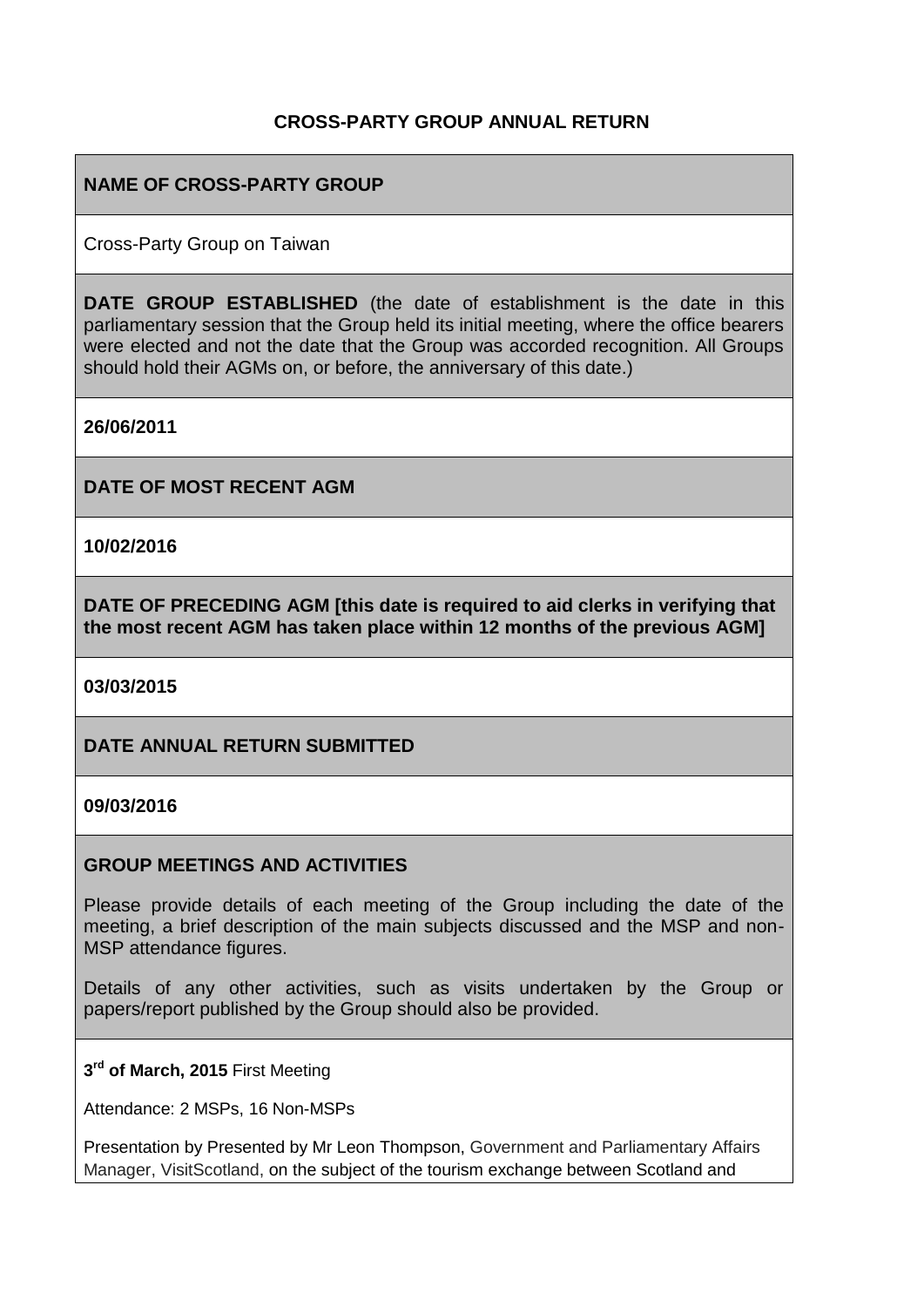# CROSS-PARTY GROUP ANNUAL RETURN

**NAME OF CROSS-PARTY GROUP**

Cross-Party Group on Taiwan

**DATE GROUP ESTABLISHED** (the date of establishment is the date in this parliamentary session that the Group held its initial meeting, where the office bearers were elected and not the date that the Group was accorded recognition. All Groups should hold their AGMs on, or before, the anniversary of this date.)

**26/06/2011**

**DATE OF MOST RECENT AGM**

**10/02/2016**

**DATE OF PRECEDING AGM [this date is required to aid clerks in verifying that the most recent AGM has taken place within 12 months of the previous AGM]**

**03/03/2015**

**DATE ANNUAL RETURN SUBMITTED**

**09/03/2016**

**GROUP MEETINGS AND ACTIVITIES**

Please provide details of each meeting of the Group including the date of the meeting, a brief description of the main subjects discussed and the MSP and non-MSP attendance figures.

Details of any other activities, such as visits undertaken by the Group or papers/report published by the Group should also be provided.

**3rd of March, 2015** First Meeting

Attendance: 2 MSPs, 16 Non-MSPs

Presentation by Presented by Mr Leon Thompson, Government and Parliamentary Affairs Manager, VisitScotland, on the subject of the tourism exchange between Scotland and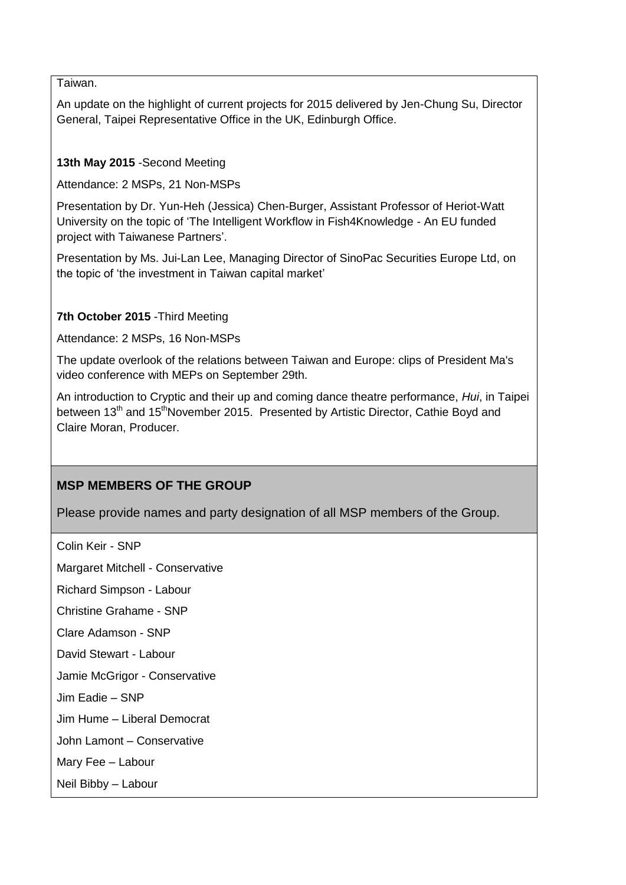Taiwan.

An update on the highlight of current projects for 2015 delivered by Jen-Chung Su, Director General, Taipei Representative Office in the UK, Edinburgh Office.

**13th May 2015** -Second Meeting

Attendance: 2 MSPs, 21 Non-MSPs

Presentation by Dr. Yun-Heh (Jessica) Chen-Burger, Assistant Professor of Heriot-Watt University on the topic of 'The Intelligent Workflow in Fish4Knowledge - An EU funded project with Taiwanese Partners'.

Presentation by Ms. Jui-Lan Lee, Managing Director of SinoPac Securities Europe Ltd, on the topic of 'the investment in Taiwan capital market'

**7th October 2015** -Third Meeting

Attendance: 2 MSPs, 16 Non-MSPs

The update overlook of the relations between Taiwan and Europe: clips of President Ma's video conference with MEPs on September 29th.

An introduction to Cryptic and their up and coming dance theatre performance, *Hui*, in Taipei between 13th and 15th November 2015. Presented by Artistic Director, Cathie Boyd and Claire Moran, Producer.

## MSP MEMBERS OF THE GROUP

Please provide names and party designation of all MSP members of the Group.

Colin Keir - SNP

Margaret Mitchell - Conservative

Richard Simpson - Labour

Christine Grahame - SNP

Clare Adamson - SNP

David Stewart - Labour

Jamie McGrigor - Conservative

Jim Eadie – SNP

Jim Hume – Liberal Democrat

John Lamont – Conservative

Mary Fee – Labour

Neil Bibby – Labour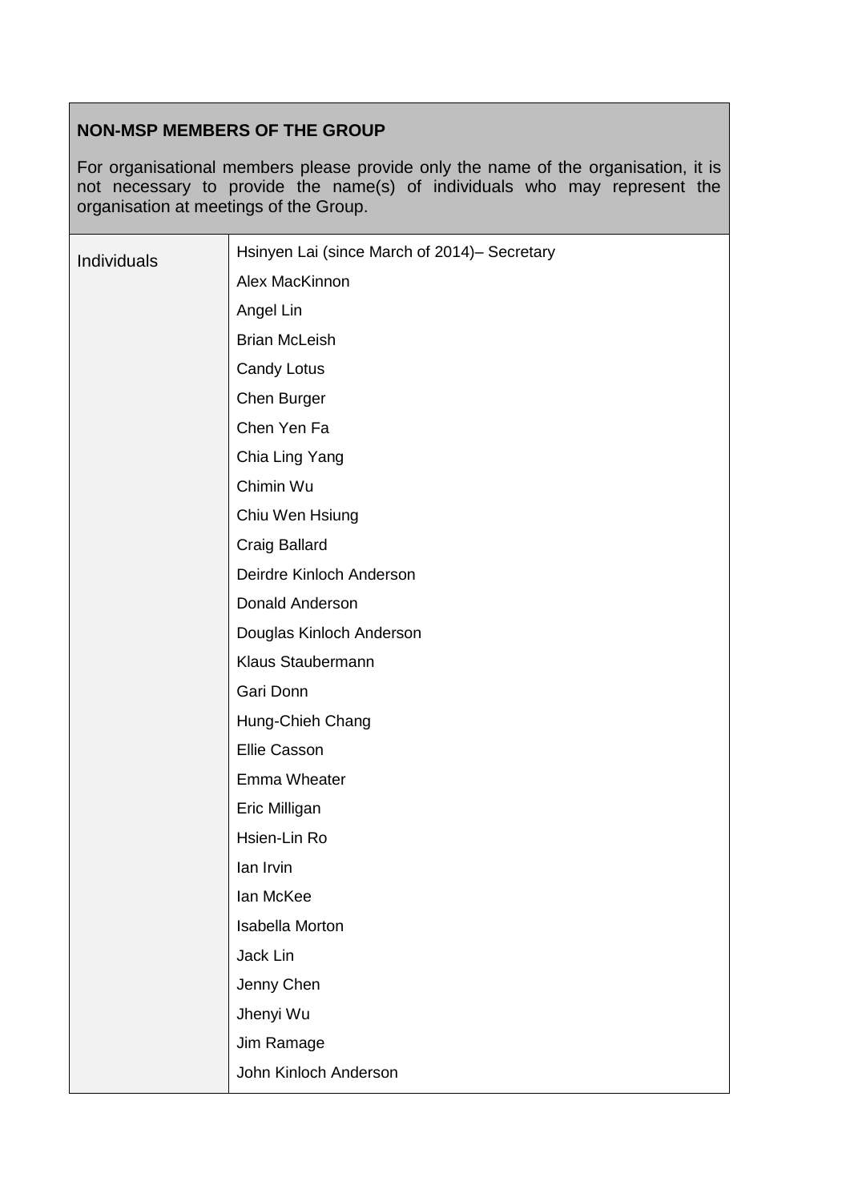| **NON-MSP MEMBERS OF THE GROUP**<br><br>For organisational members please provide only the name of the organisation, it is not necessary to provide the name(s) of individuals who may represent the organisation at meetings of the Group. | |
|---|---|
| Individuals | Hsinyen Lai (since March of 2014)– Secretary |
| | Alex MacKinnon |
| | Angel Lin |
| | Brian McLeish |
| | Candy Lotus |
| | Chen Burger |
| | Chen Yen Fa |
| | Chia Ling Yang |
| | Chimin Wu |
| | Chiu Wen Hsiung |
| | Craig Ballard |
| | Deirdre Kinloch Anderson |
| | Donald Anderson |
| | Douglas Kinloch Anderson |
| | Klaus Staubermann |
| | Gari Donn |
| | Hung-Chieh Chang |
| | Ellie Casson |
| | Emma Wheater |
| | Eric Milligan |
| | Hsien-Lin Ro |
| | Ian Irvin |
| | Ian McKee |
| | Isabella Morton |
| | Jack Lin |
| | Jenny Chen |
| | Jhenyi Wu |
| | Jim Ramage |
| | John Kinloch Anderson |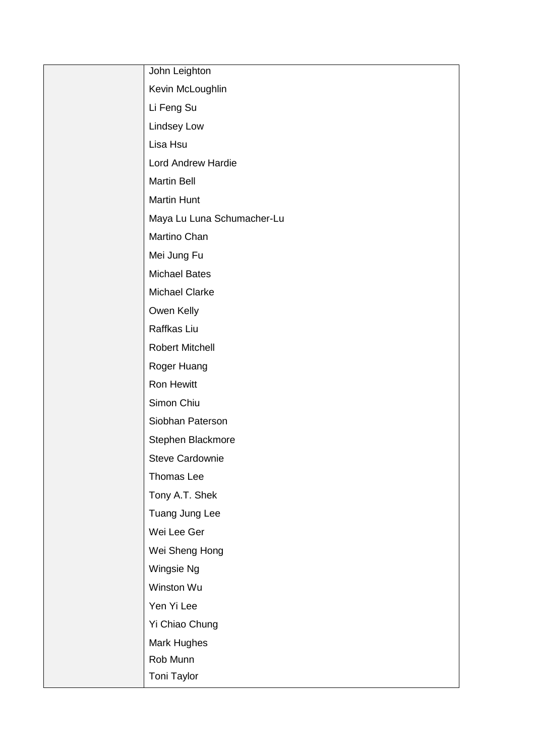| | |
|---|---|
| | John Leighton<br>Kevin McLoughlin<br>Li Feng Su<br>Lindsey Low<br>Lisa Hsu<br>Lord Andrew Hardie<br>Martin Bell<br>Martin Hunt<br>Maya Lu Luna Schumacher-Lu<br>Martino Chan<br>Mei Jung Fu<br>Michael Bates<br>Michael Clarke<br>Owen Kelly<br>Raffkas Liu<br>Robert Mitchell<br>Roger Huang<br>Ron Hewitt<br>Simon Chiu<br>Siobhan Paterson<br>Stephen Blackmore<br>Steve Cardownie<br>Thomas Lee<br>Tony A.T. Shek<br>Tuang Jung Lee<br>Wei Lee Ger<br>Wei Sheng Hong<br>Wingsie Ng<br>Winston Wu<br>Yen Yi Lee<br>Yi Chiao Chung<br>Mark Hughes<br>Rob Munn<br>Toni Taylor |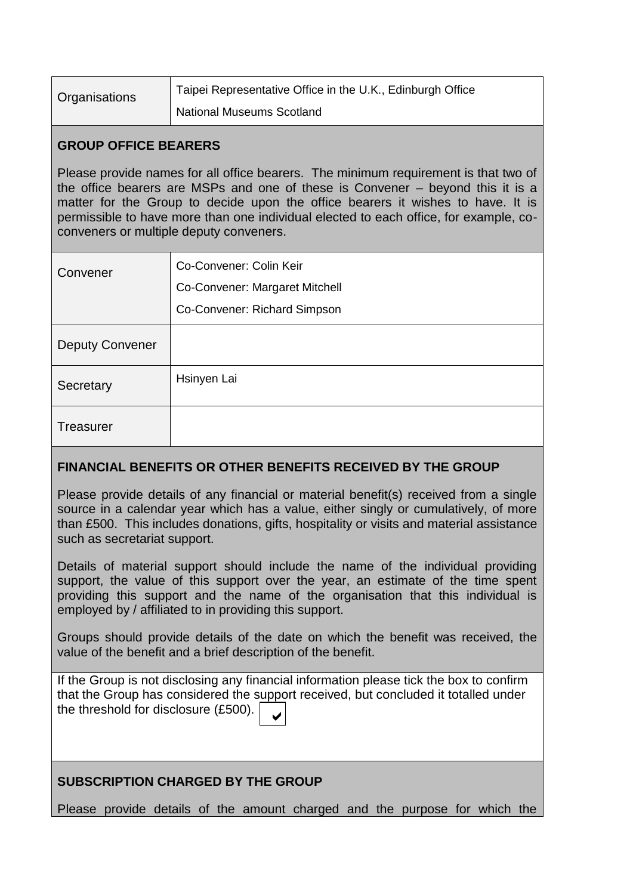| Organisations | Taipei Representative Office in the U.K., Edinburgh Office<br>National Museums Scotland |
| --- | --- |

**GROUP OFFICE BEARERS**

Please provide names for all office bearers. The minimum requirement is that two of the office bearers are MSPs and one of these is Convener – beyond this it is a matter for the Group to decide upon the office bearers it wishes to have. It is permissible to have more than one individual elected to each office, for example, co-conveners or multiple deputy conveners.

| Convener | Co-Convener: Colin Keir<br>Co-Convener: Margaret Mitchell<br>Co-Convener: Richard Simpson |
| --- | --- |
| Deputy Convener | |
| Secretary | Hsinyen Lai |
| Treasurer | |

**FINANCIAL BENEFITS OR OTHER BENEFITS RECEIVED BY THE GROUP**

Please provide details of any financial or material benefit(s) received from a single source in a calendar year which has a value, either singly or cumulatively, of more than £500. This includes donations, gifts, hospitality or visits and material assistance such as secretariat support.

Details of material support should include the name of the individual providing support, the value of this support over the year, an estimate of the time spent providing this support and the name of the organisation that this individual is employed by / affiliated to in providing this support.

Groups should provide details of the date on which the benefit was received, the value of the benefit and a brief description of the benefit.

If the Group is not disclosing any financial information please tick the box to confirm that the Group has considered the support received, but concluded it totalled under the threshold for disclosure (£500). ✔

**SUBSCRIPTION CHARGED BY THE GROUP**

Please provide details of the amount charged and the purpose for which the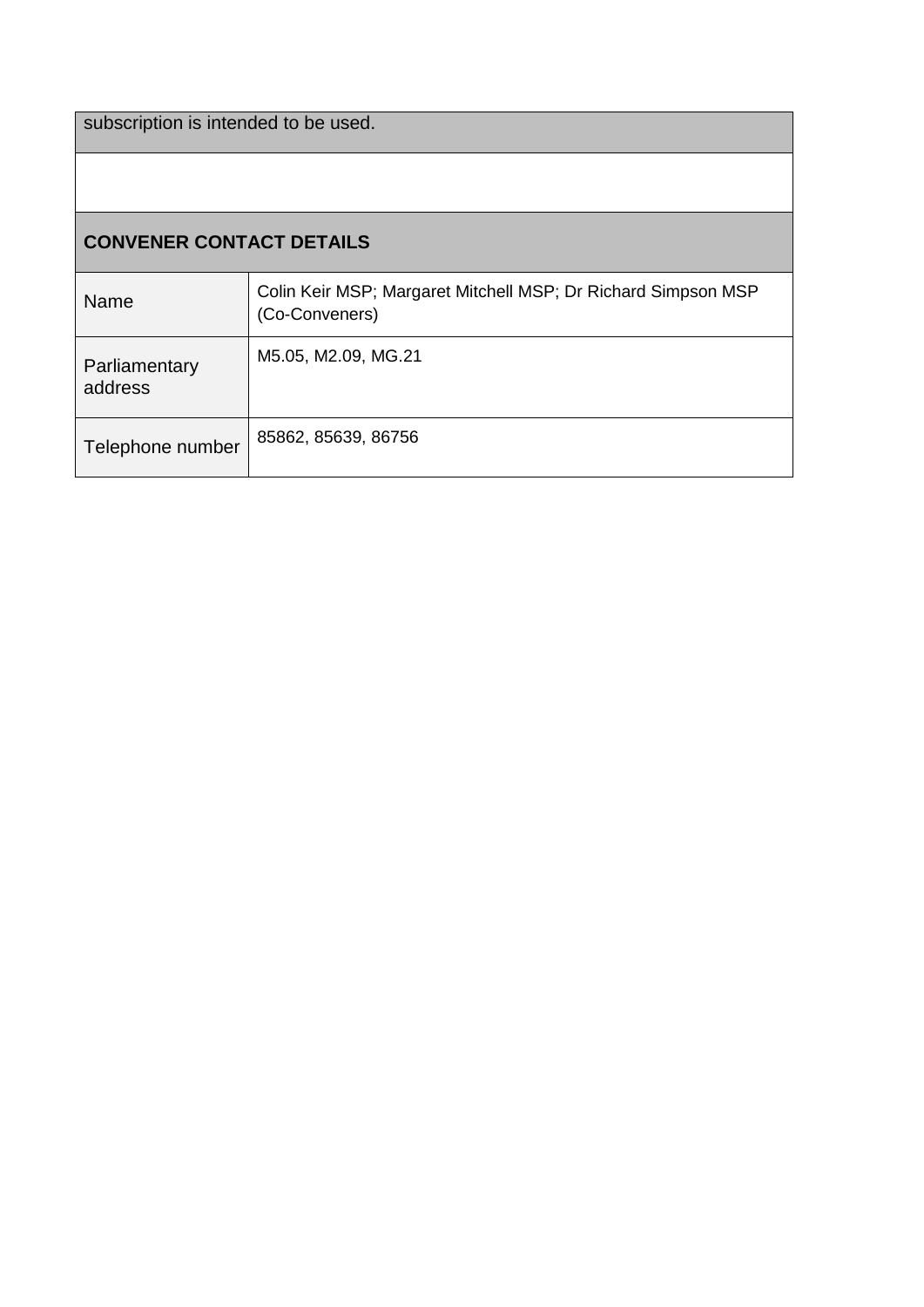| | |
|---|---|
| subscription is intended to be used. | |
| | |
| **CONVENER CONTACT DETAILS** | |
| Name | Colin Keir MSP; Margaret Mitchell MSP; Dr Richard Simpson MSP (Co-Conveners) |
| Parliamentary address | M5.05, M2.09, MG.21 |
| Telephone number | 85862, 85639, 86756 |